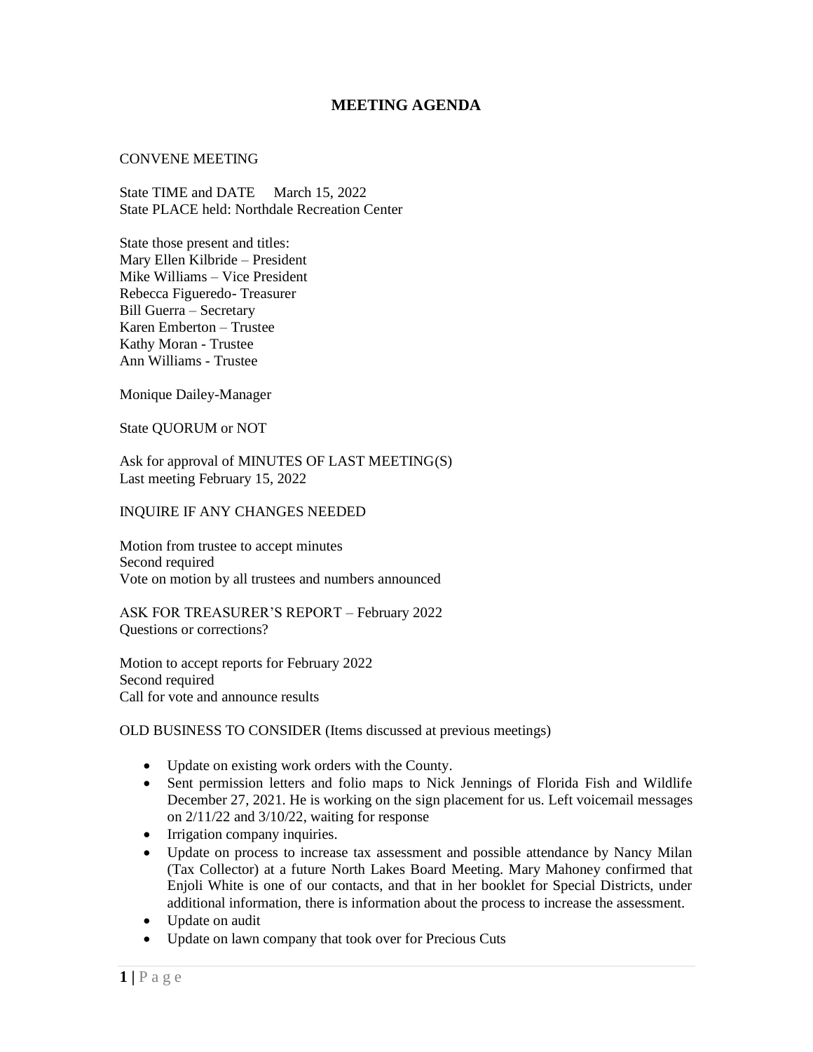# MEETING AGENDA

CONVENE MEETING

State TIME and DATE March 15, 2022
State PLACE held: Northdale Recreation Center

State those present and titles:
Mary Ellen Kilbride – President
Mike Williams – Vice President
Rebecca Figueredo- Treasurer
Bill Guerra – Secretary
Karen Emberton – Trustee
Kathy Moran - Trustee
Ann Williams - Trustee

Monique Dailey-Manager

State QUORUM or NOT

Ask for approval of MINUTES OF LAST MEETING(S)
Last meeting February 15, 2022

INQUIRE IF ANY CHANGES NEEDED

Motion from trustee to accept minutes
Second required
Vote on motion by all trustees and numbers announced

ASK FOR TREASURER'S REPORT – February 2022
Questions or corrections?

Motion to accept reports for February 2022
Second required
Call for vote and announce results

OLD BUSINESS TO CONSIDER (Items discussed at previous meetings)

- Update on existing work orders with the County.
- Sent permission letters and folio maps to Nick Jennings of Florida Fish and Wildlife December 27, 2021. He is working on the sign placement for us. Left voicemail messages on 2/11/22 and 3/10/22, waiting for response
- Irrigation company inquiries.
- Update on process to increase tax assessment and possible attendance by Nancy Milan (Tax Collector) at a future North Lakes Board Meeting. Mary Mahoney confirmed that Enjoli White is one of our contacts, and that in her booklet for Special Districts, under additional information, there is information about the process to increase the assessment.
- Update on audit
- Update on lawn company that took over for Precious Cuts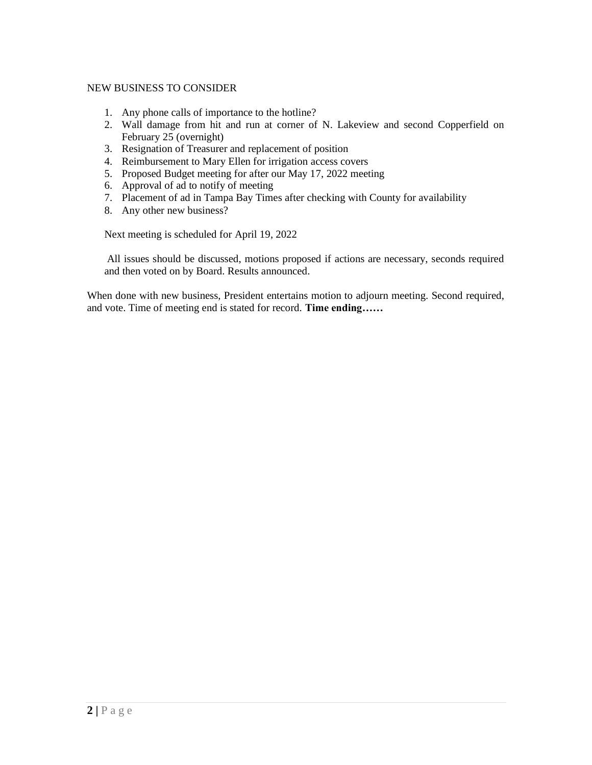NEW BUSINESS TO CONSIDER

1. Any phone calls of importance to the hotline?
2. Wall damage from hit and run at corner of N. Lakeview and second Copperfield on February 25 (overnight)
3. Resignation of Treasurer and replacement of position
4. Reimbursement to Mary Ellen for irrigation access covers
5. Proposed Budget meeting for after our May 17, 2022 meeting
6. Approval of ad to notify of meeting
7. Placement of ad in Tampa Bay Times after checking with County for availability
8. Any other new business?

Next meeting is scheduled for April 19, 2022

All issues should be discussed, motions proposed if actions are necessary, seconds required and then voted on by Board. Results announced.

When done with new business, President entertains motion to adjourn meeting. Second required, and vote. Time of meeting end is stated for record. **Time ending……**